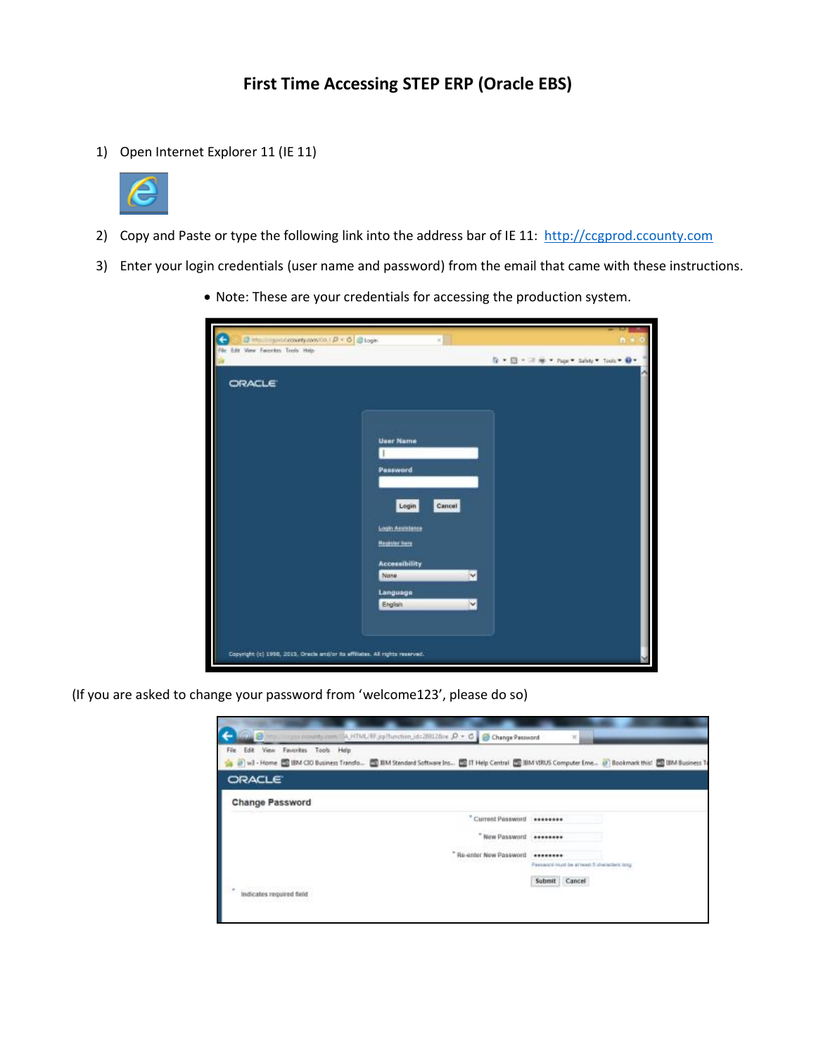# First Time Accessing STEP ERP (Oracle EBS)

1) Open Internet Explorer 11 (IE 11)

2) Copy and Paste or type the following link into the address bar of IE 11: http://ccgprod.ccounty.com

3) Enter your login credentials (user name and password) from the email that came with these instructions.

   - Note: These are your credentials for accessing the production system.

(If you are asked to change your password from 'welcome123', please do so)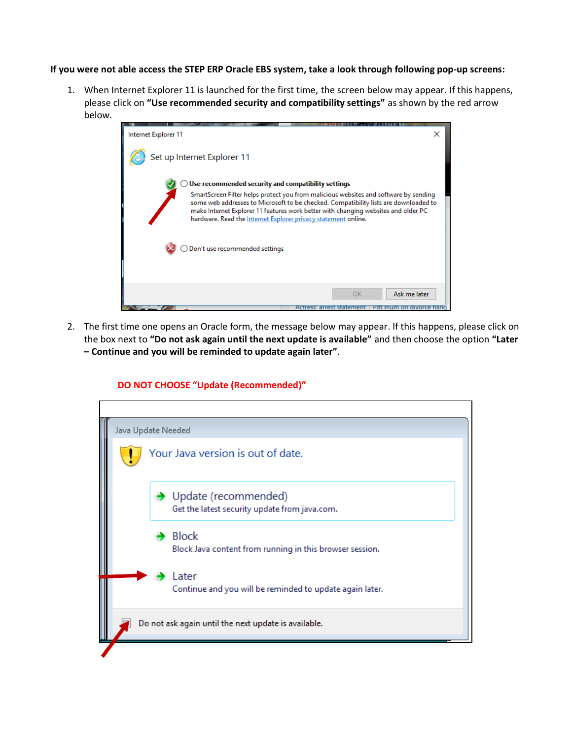**If you were not able access the STEP ERP Oracle EBS system, take a look through following pop-up screens:**

1. When Internet Explorer 11 is launched for the first time, the screen below may appear. If this happens, please click on **"Use recommended security and compatibility settings"** as shown by the red arrow below.

2. The first time one opens an Oracle form, the message below may appear. If this happens, please click on the box next to **"Do not ask again until the next update is available"** and then choose the option **"Later – Continue and you will be reminded to update again later"**.

**DO NOT CHOOSE "Update (Recommended)"**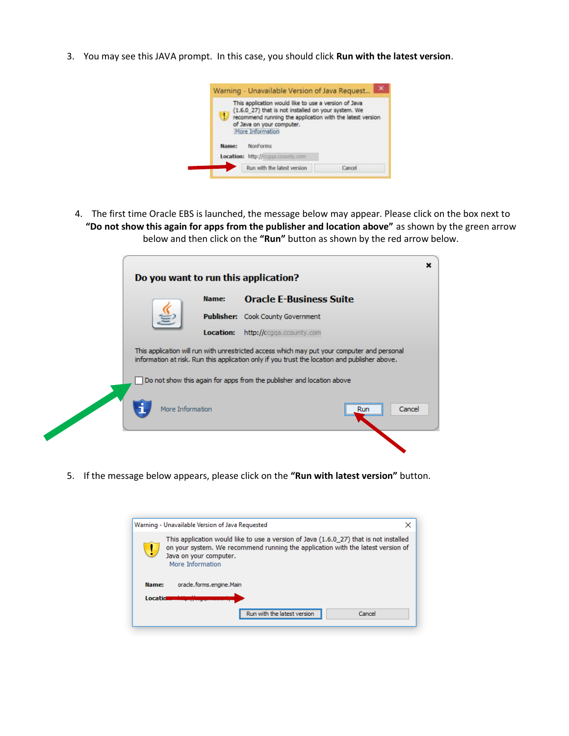3. You may see this JAVA prompt. In this case, you should click **Run with the latest version**.

4. The first time Oracle EBS is launched, the message below may appear. Please click on the box next to **"Do not show this again for apps from the publisher and location above"** as shown by the green arrow below and then click on the **"Run"** button as shown by the red arrow below.

5. If the message below appears, please click on the **"Run with latest version"** button.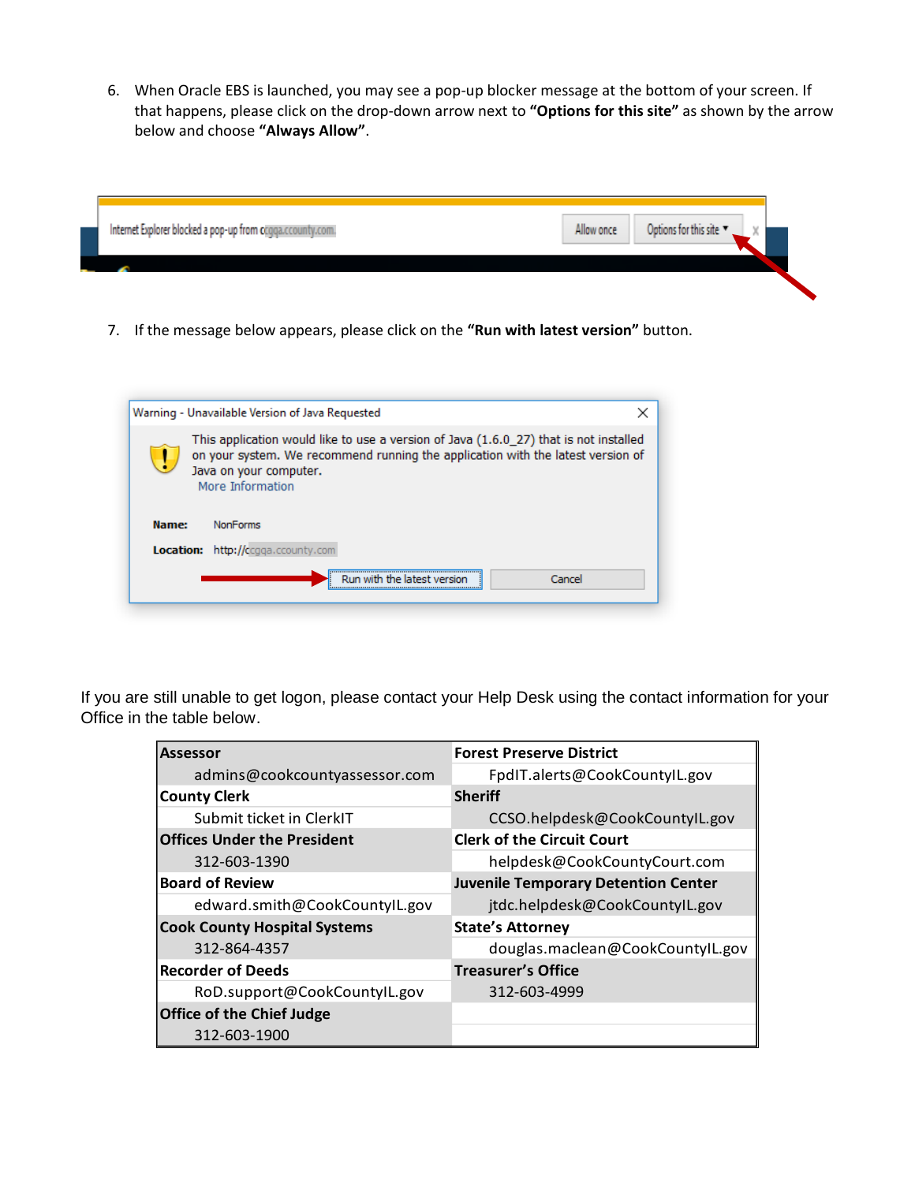6. When Oracle EBS is launched, you may see a pop-up blocker message at the bottom of your screen. If that happens, please click on the drop-down arrow next to **“Options for this site”** as shown by the arrow below and choose **“Always Allow”**.

Internet Explorer blocked a pop-up from ccgqa.ccounty.com

Allow once

Options for this site ▾

7. If the message below appears, please click on the **“Run with latest version”** button.

Warning - Unavailable Version of Java Requested

This application would like to use a version of Java (1.6.0_27) that is not installed on your system. We recommend running the application with the latest version of Java on your computer.

More Information

Name: NonForms

Location: http://ccgqa.ccounty.com

Run with the latest version

Cancel

If you are still unable to get logon, please contact your Help Desk using the contact information for your Office in the table below.

| | |
|---|---|
| **Assessor** | **Forest Preserve District** |
| admins@cookcountyassessor.com | FpdIT.alerts@CookCountyIL.gov |
| **County Clerk** | **Sheriff** |
| Submit ticket in ClerkIT | CCSO.helpdesk@CookCountyIL.gov |
| **Offices Under the President** | **Clerk of the Circuit Court** |
| 312-603-1390 | helpdesk@CookCountyCourt.com |
| **Board of Review** | **Juvenile Temporary Detention Center** |
| edward.smith@CookCountyIL.gov | jtdc.helpdesk@CookCountyIL.gov |
| **Cook County Hospital Systems** | **State’s Attorney** |
| 312-864-4357 | douglas.maclean@CookCountyIL.gov |
| **Recorder of Deeds** | **Treasurer’s Office** |
| RoD.support@CookCountyIL.gov | 312-603-4999 |
| **Office of the Chief Judge** | |
| 312-603-1900 | |